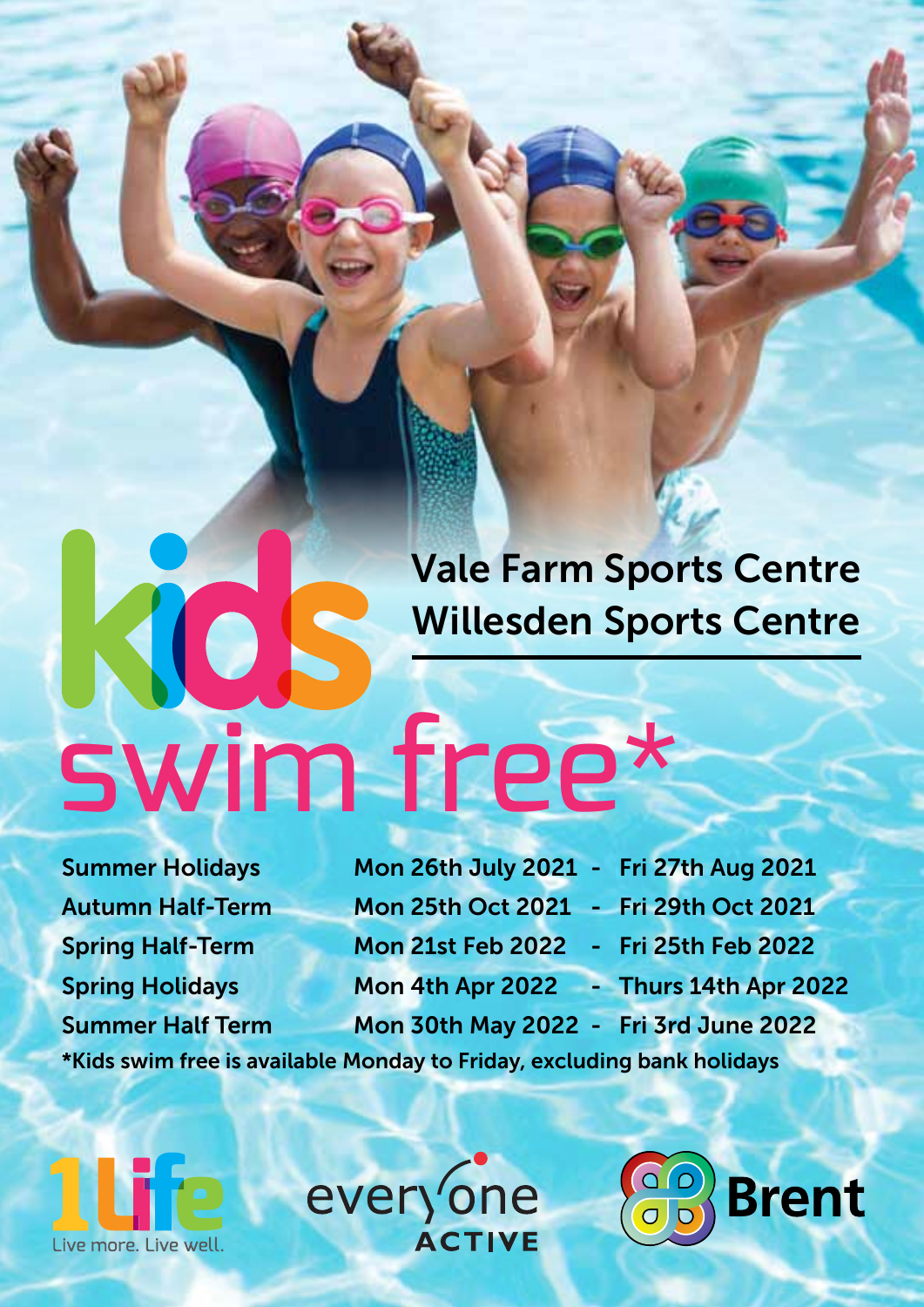# kids swim free*

## Vale Farm Sports Centre
## Willesden Sports Centre

| | |
|---|---|
| Summer Holidays | Mon 26th July 2021 - Fri 27th Aug 2021 |
| Autumn Half-Term | Mon 25th Oct 2021 - Fri 29th Oct 2021 |
| Spring Half-Term | Mon 21st Feb 2022 - Fri 25th Feb 2022 |
| Spring Holidays | Mon 4th Apr 2022 - Thurs 14th Apr 2022 |
| Summer Half Term | Mon 30th May 2022 - Fri 3rd June 2022 |

*Kids swim free is available Monday to Friday, excluding bank holidays

1Life Live more. Live well.

everyone ACTIVE

Brent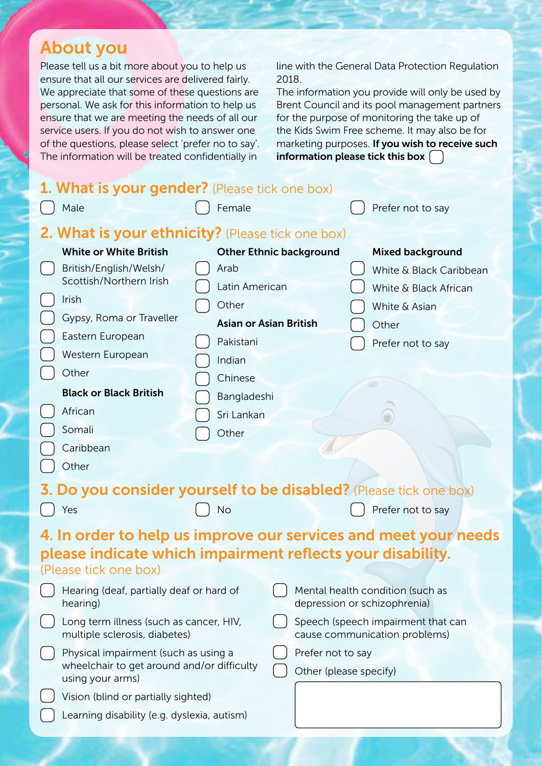## About you

Please tell us a bit more about you to help us ensure that all our services are delivered fairly. We appreciate that some of these questions are personal. We ask for this information to help us ensure that we are meeting the needs of all our service users. If you do not wish to answer one of the questions, please select 'prefer no to say'. The information will be treated confidentially in line with the General Data Protection Regulation 2018.

The information you provide will only be used by Brent Council and its pool management partners for the purpose of monitoring the take up of the Kids Swim Free scheme. It may also be for marketing purposes. **If you wish to receive such information please tick this box** ☐

## 1. What is your gender? (Please tick one box)

- ☐ Male
- ☐ Female
- ☐ Prefer not to say

## 2. What is your ethnicity? (Please tick one box)

**White or White British**

- ☐ British/English/Welsh/Scottish/Northern Irish
- ☐ Irish
- ☐ Gypsy, Roma or Traveller
- ☐ Eastern European
- ☐ Western European
- ☐ Other

**Black or Black British**

- ☐ African
- ☐ Somali
- ☐ Caribbean
- ☐ Other

**Other Ethnic background**

- ☐ Arab
- ☐ Latin American
- ☐ Other

**Asian or Asian British**

- ☐ Pakistani
- ☐ Indian
- ☐ Chinese
- ☐ Bangladeshi
- ☐ Sri Lankan
- ☐ Other

**Mixed background**

- ☐ White & Black Caribbean
- ☐ White & Black African
- ☐ White & Asian
- ☐ Other
- ☐ Prefer not to say

## 3. Do you consider yourself to be disabled? (Please tick one box)

- ☐ Yes
- ☐ No
- ☐ Prefer not to say

## 4. In order to help us improve our services and meet your needs please indicate which impairment reflects your disability.

(Please tick one box)

- ☐ Hearing (deaf, partially deaf or hard of hearing)
- ☐ Long term illness (such as cancer, HIV, multiple sclerosis, diabetes)
- ☐ Physical impairment (such as using a wheelchair to get around and/or difficulty using your arms)
- ☐ Vision (blind or partially sighted)
- ☐ Learning disability (e.g. dyslexia, autism)
- ☐ Mental health condition (such as depression or schizophrenia)
- ☐ Speech (speech impairment that can cause communication problems)
- ☐ Prefer not to say
- ☐ Other (please specify)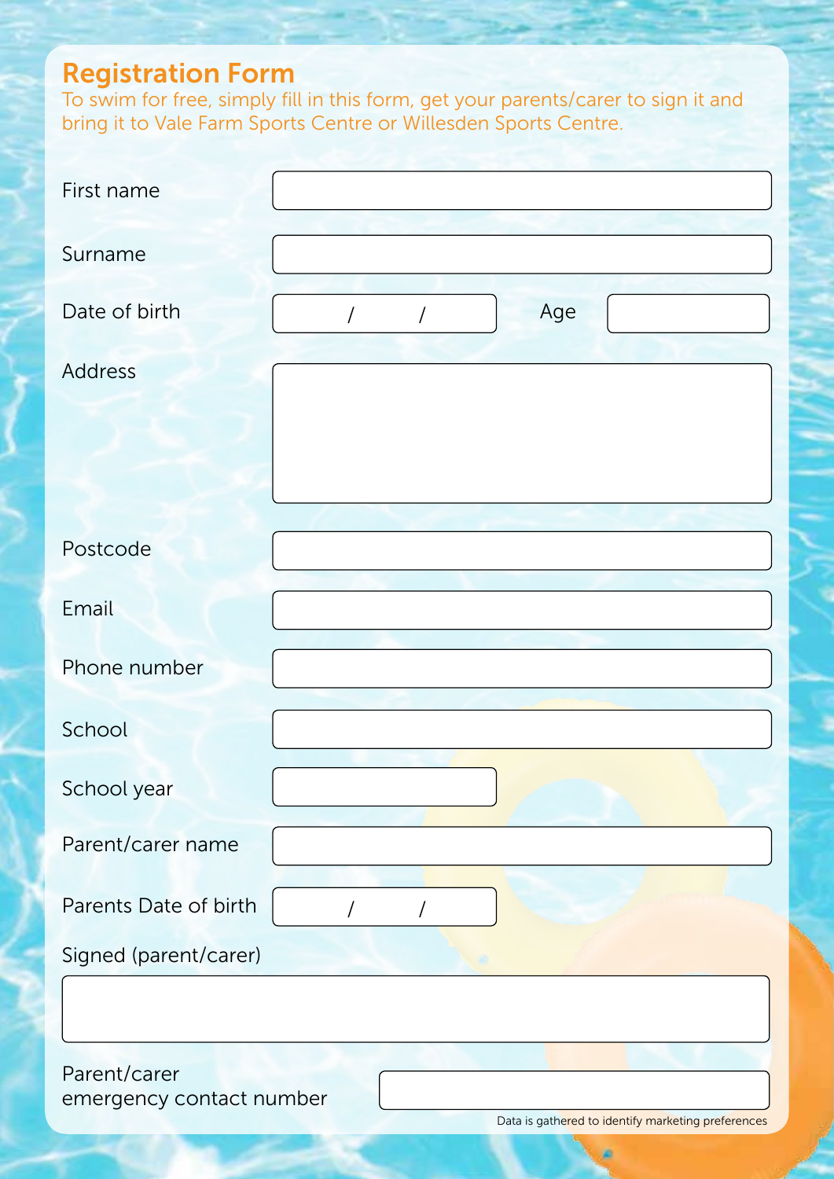# Registration Form

To swim for free, simply fill in this form, get your parents/carer to sign it and bring it to Vale Farm Sports Centre or Willesden Sports Centre.

| | |
|---|---|
| First name | |
| Surname | |
| Date of birth | / / |
| Age | |
| Address | |
| Postcode | |
| Email | |
| Phone number | |
| School | |
| School year | |
| Parent/carer name | |
| Parents Date of birth | / / |
| Signed (parent/carer) | |
| Parent/carer emergency contact number | |

Data is gathered to identify marketing preferences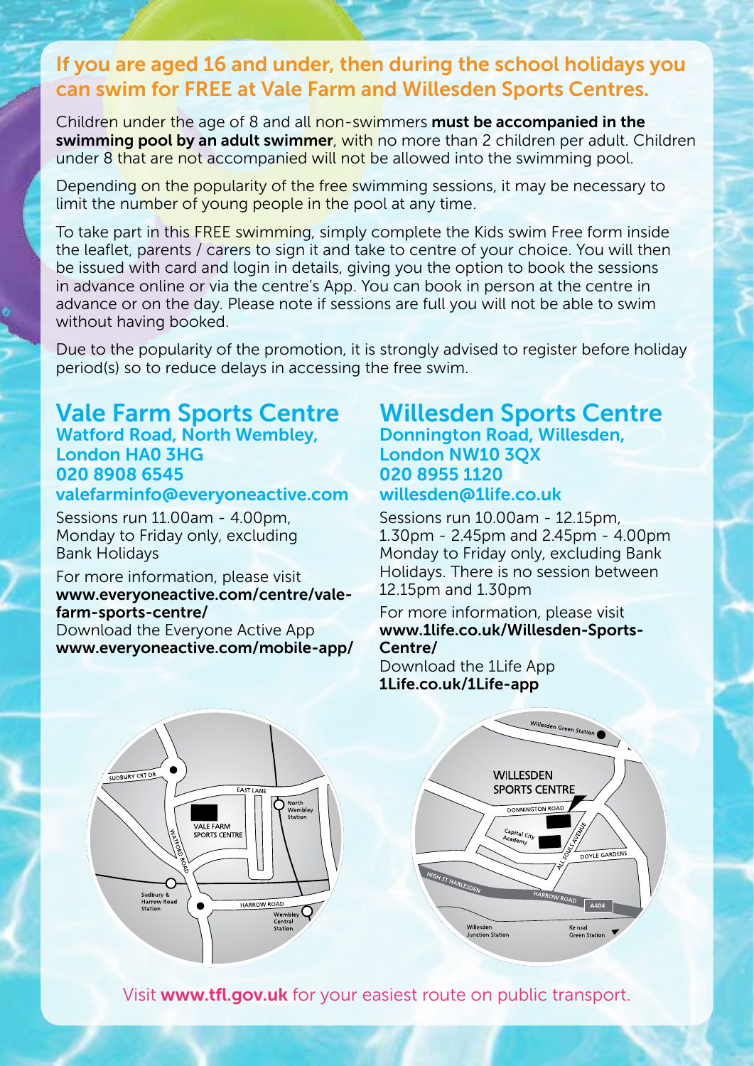## If you are aged 16 and under, then during the school holidays you can swim for FREE at Vale Farm and Willesden Sports Centres.

Children under the age of 8 and all non-swimmers **must be accompanied in the swimming pool by an adult swimmer**, with no more than 2 children per adult. Children under 8 that are not accompanied will not be allowed into the swimming pool.

Depending on the popularity of the free swimming sessions, it may be necessary to limit the number of young people in the pool at any time.

To take part in this FREE swimming, simply complete the Kids swim Free form inside the leaflet, parents / carers to sign it and take to centre of your choice. You will then be issued with card and login in details, giving you the option to book the sessions in advance online or via the centre's App. You can book in person at the centre in advance or on the day. Please note if sessions are full you will not be able to swim without having booked.

Due to the popularity of the promotion, it is strongly advised to register before holiday period(s) so to reduce delays in accessing the free swim.

## Vale Farm Sports Centre

### Watford Road, North Wembley, London HA0 3HG
### 020 8908 6545
### valefarminfo@everyoneactive.com

Sessions run 11.00am - 4.00pm, Monday to Friday only, excluding Bank Holidays

For more information, please visit **www.everyoneactive.com/centre/vale-farm-sports-centre/**
Download the Everyone Active App **www.everyoneactive.com/mobile-app/**

## Willesden Sports Centre

### Donnington Road, Willesden, London NW10 3QX
### 020 8955 1120
### willesden@1life.co.uk

Sessions run 10.00am - 12.15pm, 1.30pm - 2.45pm and 2.45pm - 4.00pm Monday to Friday only, excluding Bank Holidays. There is no session between 12.15pm and 1.30pm

For more information, please visit **www.1life.co.uk/Willesden-Sports-Centre/**
Download the 1Life App **1Life.co.uk/1Life-app**

SUDBURY CRT DR
EAST LANE
North Wembley Station
VALE FARM SPORTS CENTRE
WATFORD ROAD
Sudbury & Harrow Road Station
HARROW ROAD
Wembley Central Station

Willesden Green Station
WILLESDEN SPORTS CENTRE
DONNINGTON ROAD
Capital City Academy
ALL SOULS AVENUE
DOYLE GARDENS
HIGH ST HARLESDEN
HARROW ROAD
A404
Willesden Junction Station
Kensal Green Station

Visit **www.tfl.gov.uk** for your easiest route on public transport.